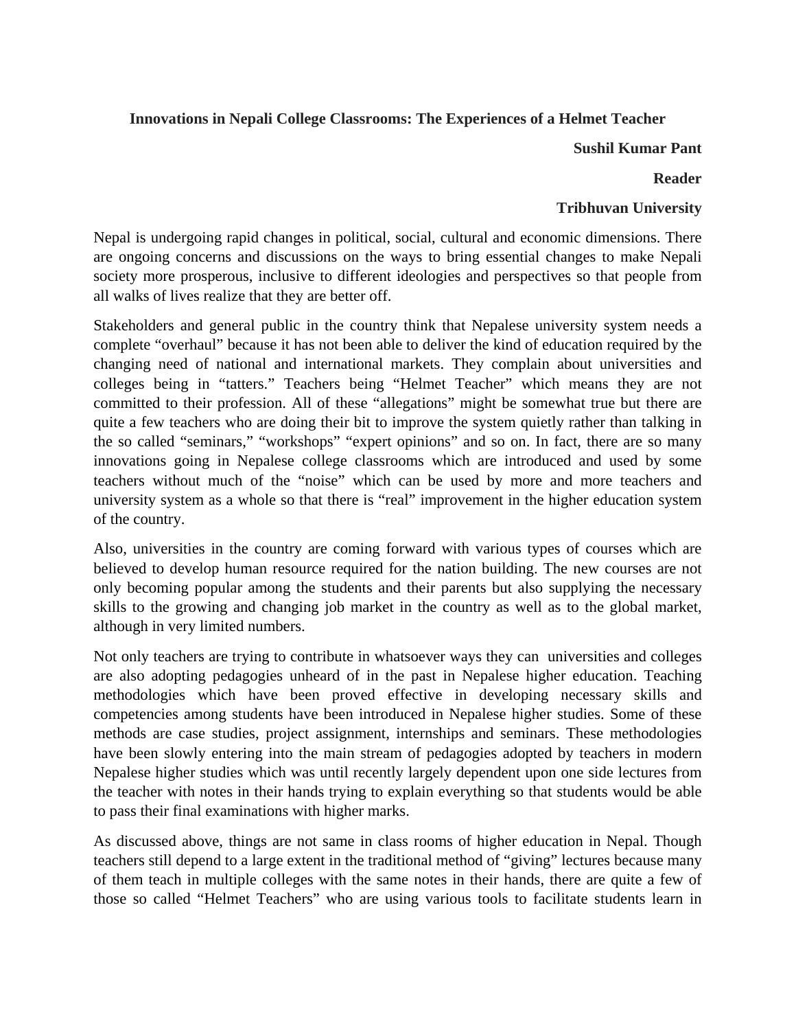# Innovations in Nepali College Classrooms: The Experiences of a Helmet Teacher

**Sushil Kumar Pant**

**Reader**

**Tribhuvan University**

Nepal is undergoing rapid changes in political, social, cultural and economic dimensions. There are ongoing concerns and discussions on the ways to bring essential changes to make Nepali society more prosperous, inclusive to different ideologies and perspectives so that people from all walks of lives realize that they are better off.

Stakeholders and general public in the country think that Nepalese university system needs a complete "overhaul" because it has not been able to deliver the kind of education required by the changing need of national and international markets. They complain about universities and colleges being in "tatters." Teachers being "Helmet Teacher" which means they are not committed to their profession. All of these "allegations" might be somewhat true but there are quite a few teachers who are doing their bit to improve the system quietly rather than talking in the so called "seminars," "workshops" "expert opinions" and so on. In fact, there are so many innovations going in Nepalese college classrooms which are introduced and used by some teachers without much of the "noise" which can be used by more and more teachers and university system as a whole so that there is "real" improvement in the higher education system of the country.

Also, universities in the country are coming forward with various types of courses which are believed to develop human resource required for the nation building. The new courses are not only becoming popular among the students and their parents but also supplying the necessary skills to the growing and changing job market in the country as well as to the global market, although in very limited numbers.

Not only teachers are trying to contribute in whatsoever ways they can universities and colleges are also adopting pedagogies unheard of in the past in Nepalese higher education. Teaching methodologies which have been proved effective in developing necessary skills and competencies among students have been introduced in Nepalese higher studies. Some of these methods are case studies, project assignment, internships and seminars. These methodologies have been slowly entering into the main stream of pedagogies adopted by teachers in modern Nepalese higher studies which was until recently largely dependent upon one side lectures from the teacher with notes in their hands trying to explain everything so that students would be able to pass their final examinations with higher marks.

As discussed above, things are not same in class rooms of higher education in Nepal. Though teachers still depend to a large extent in the traditional method of "giving" lectures because many of them teach in multiple colleges with the same notes in their hands, there are quite a few of those so called "Helmet Teachers" who are using various tools to facilitate students learn in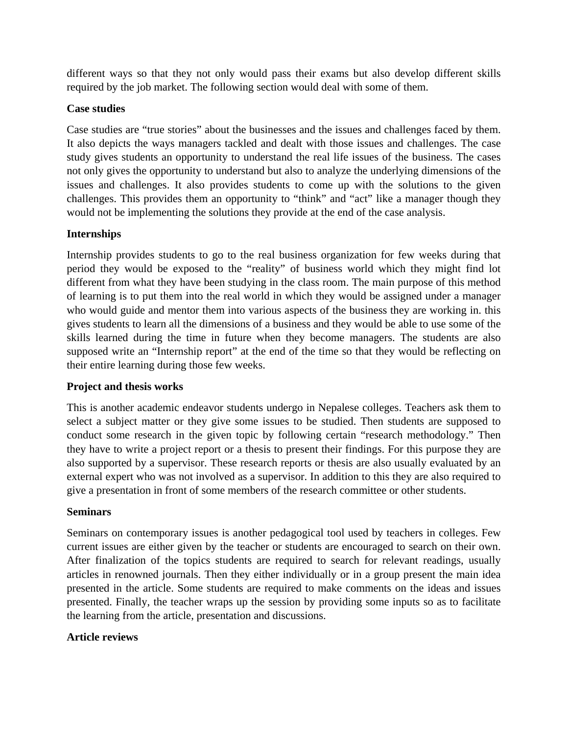different ways so that they not only would pass their exams but also develop different skills required by the job market. The following section would deal with some of them.

**Case studies**

Case studies are "true stories" about the businesses and the issues and challenges faced by them. It also depicts the ways managers tackled and dealt with those issues and challenges. The case study gives students an opportunity to understand the real life issues of the business. The cases not only gives the opportunity to understand but also to analyze the underlying dimensions of the issues and challenges. It also provides students to come up with the solutions to the given challenges. This provides them an opportunity to "think" and "act" like a manager though they would not be implementing the solutions they provide at the end of the case analysis.

**Internships**

Internship provides students to go to the real business organization for few weeks during that period they would be exposed to the "reality" of business world which they might find lot different from what they have been studying in the class room. The main purpose of this method of learning is to put them into the real world in which they would be assigned under a manager who would guide and mentor them into various aspects of the business they are working in. this gives students to learn all the dimensions of a business and they would be able to use some of the skills learned during the time in future when they become managers. The students are also supposed write an "Internship report" at the end of the time so that they would be reflecting on their entire learning during those few weeks.

**Project and thesis works**

This is another academic endeavor students undergo in Nepalese colleges. Teachers ask them to select a subject matter or they give some issues to be studied. Then students are supposed to conduct some research in the given topic by following certain "research methodology." Then they have to write a project report or a thesis to present their findings. For this purpose they are also supported by a supervisor. These research reports or thesis are also usually evaluated by an external expert who was not involved as a supervisor. In addition to this they are also required to give a presentation in front of some members of the research committee or other students.

**Seminars**

Seminars on contemporary issues is another pedagogical tool used by teachers in colleges. Few current issues are either given by the teacher or students are encouraged to search on their own. After finalization of the topics students are required to search for relevant readings, usually articles in renowned journals. Then they either individually or in a group present the main idea presented in the article. Some students are required to make comments on the ideas and issues presented. Finally, the teacher wraps up the session by providing some inputs so as to facilitate the learning from the article, presentation and discussions.

**Article reviews**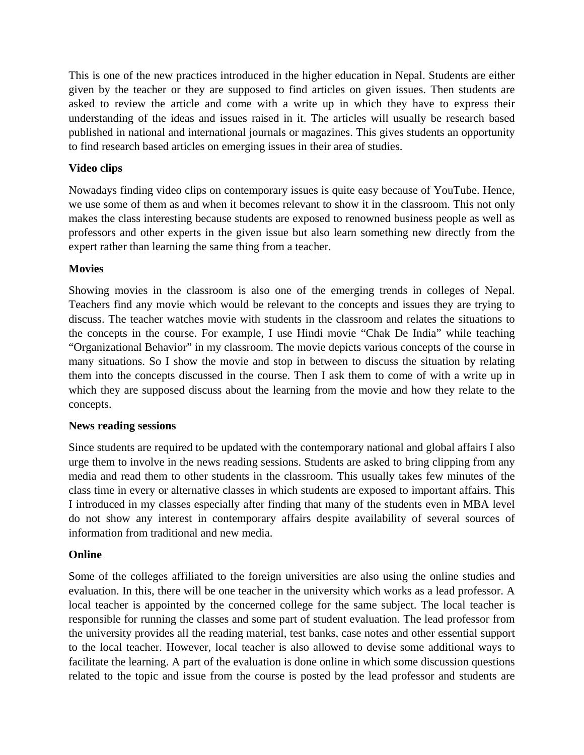This is one of the new practices introduced in the higher education in Nepal. Students are either given by the teacher or they are supposed to find articles on given issues. Then students are asked to review the article and come with a write up in which they have to express their understanding of the ideas and issues raised in it. The articles will usually be research based published in national and international journals or magazines. This gives students an opportunity to find research based articles on emerging issues in their area of studies.

**Video clips**

Nowadays finding video clips on contemporary issues is quite easy because of YouTube. Hence, we use some of them as and when it becomes relevant to show it in the classroom. This not only makes the class interesting because students are exposed to renowned business people as well as professors and other experts in the given issue but also learn something new directly from the expert rather than learning the same thing from a teacher.

**Movies**

Showing movies in the classroom is also one of the emerging trends in colleges of Nepal. Teachers find any movie which would be relevant to the concepts and issues they are trying to discuss. The teacher watches movie with students in the classroom and relates the situations to the concepts in the course. For example, I use Hindi movie "Chak De India" while teaching "Organizational Behavior" in my classroom. The movie depicts various concepts of the course in many situations. So I show the movie and stop in between to discuss the situation by relating them into the concepts discussed in the course. Then I ask them to come of with a write up in which they are supposed discuss about the learning from the movie and how they relate to the concepts.

**News reading sessions**

Since students are required to be updated with the contemporary national and global affairs I also urge them to involve in the news reading sessions. Students are asked to bring clipping from any media and read them to other students in the classroom. This usually takes few minutes of the class time in every or alternative classes in which students are exposed to important affairs. This I introduced in my classes especially after finding that many of the students even in MBA level do not show any interest in contemporary affairs despite availability of several sources of information from traditional and new media.

**Online**

Some of the colleges affiliated to the foreign universities are also using the online studies and evaluation. In this, there will be one teacher in the university which works as a lead professor. A local teacher is appointed by the concerned college for the same subject. The local teacher is responsible for running the classes and some part of student evaluation. The lead professor from the university provides all the reading material, test banks, case notes and other essential support to the local teacher. However, local teacher is also allowed to devise some additional ways to facilitate the learning. A part of the evaluation is done online in which some discussion questions related to the topic and issue from the course is posted by the lead professor and students are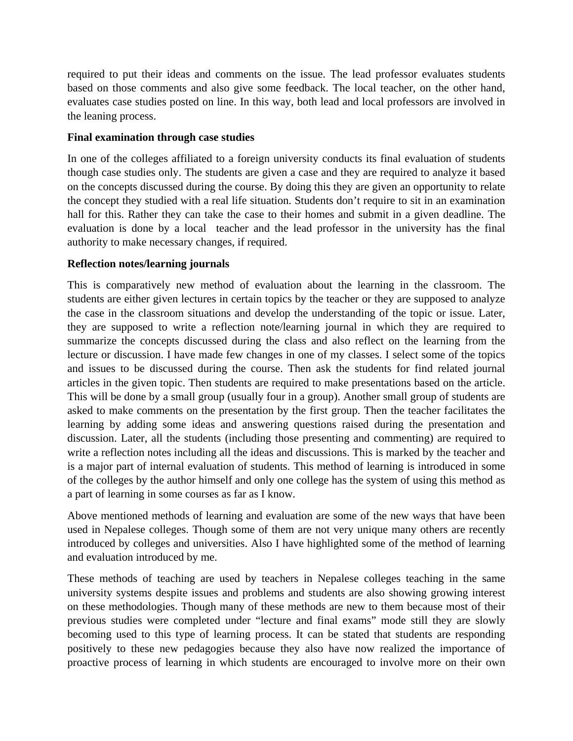required to put their ideas and comments on the issue. The lead professor evaluates students based on those comments and also give some feedback. The local teacher, on the other hand, evaluates case studies posted on line. In this way, both lead and local professors are involved in the leaning process.

**Final examination through case studies**

In one of the colleges affiliated to a foreign university conducts its final evaluation of students though case studies only. The students are given a case and they are required to analyze it based on the concepts discussed during the course. By doing this they are given an opportunity to relate the concept they studied with a real life situation. Students don't require to sit in an examination hall for this. Rather they can take the case to their homes and submit in a given deadline. The evaluation is done by a local teacher and the lead professor in the university has the final authority to make necessary changes, if required.

**Reflection notes/learning journals**

This is comparatively new method of evaluation about the learning in the classroom. The students are either given lectures in certain topics by the teacher or they are supposed to analyze the case in the classroom situations and develop the understanding of the topic or issue. Later, they are supposed to write a reflection note/learning journal in which they are required to summarize the concepts discussed during the class and also reflect on the learning from the lecture or discussion. I have made few changes in one of my classes. I select some of the topics and issues to be discussed during the course. Then ask the students for find related journal articles in the given topic. Then students are required to make presentations based on the article. This will be done by a small group (usually four in a group). Another small group of students are asked to make comments on the presentation by the first group. Then the teacher facilitates the learning by adding some ideas and answering questions raised during the presentation and discussion. Later, all the students (including those presenting and commenting) are required to write a reflection notes including all the ideas and discussions. This is marked by the teacher and is a major part of internal evaluation of students. This method of learning is introduced in some of the colleges by the author himself and only one college has the system of using this method as a part of learning in some courses as far as I know.

Above mentioned methods of learning and evaluation are some of the new ways that have been used in Nepalese colleges. Though some of them are not very unique many others are recently introduced by colleges and universities. Also I have highlighted some of the method of learning and evaluation introduced by me.

These methods of teaching are used by teachers in Nepalese colleges teaching in the same university systems despite issues and problems and students are also showing growing interest on these methodologies. Though many of these methods are new to them because most of their previous studies were completed under "lecture and final exams" mode still they are slowly becoming used to this type of learning process. It can be stated that students are responding positively to these new pedagogies because they also have now realized the importance of proactive process of learning in which students are encouraged to involve more on their own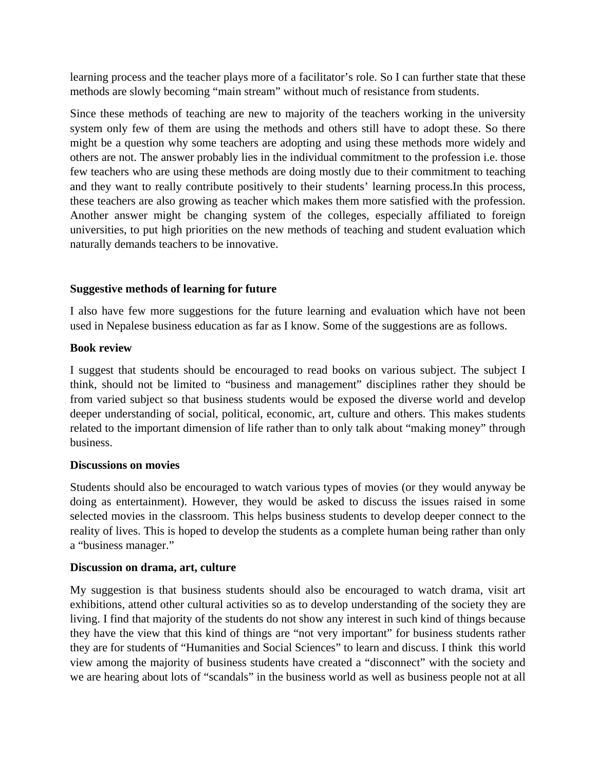learning process and the teacher plays more of a facilitator's role. So I can further state that these methods are slowly becoming "main stream" without much of resistance from students.

Since these methods of teaching are new to majority of the teachers working in the university system only few of them are using the methods and others still have to adopt these. So there might be a question why some teachers are adopting and using these methods more widely and others are not. The answer probably lies in the individual commitment to the profession i.e. those few teachers who are using these methods are doing mostly due to their commitment to teaching and they want to really contribute positively to their students' learning process.In this process, these teachers are also growing as teacher which makes them more satisfied with the profession. Another answer might be changing system of the colleges, especially affiliated to foreign universities, to put high priorities on the new methods of teaching and student evaluation which naturally demands teachers to be innovative.

**Suggestive methods of learning for future**

I also have few more suggestions for the future learning and evaluation which have not been used in Nepalese business education as far as I know. Some of the suggestions are as follows.

**Book review**

I suggest that students should be encouraged to read books on various subject. The subject I think, should not be limited to "business and management" disciplines rather they should be from varied subject so that business students would be exposed the diverse world and develop deeper understanding of social, political, economic, art, culture and others. This makes students related to the important dimension of life rather than to only talk about "making money" through business.

**Discussions on movies**

Students should also be encouraged to watch various types of movies (or they would anyway be doing as entertainment). However, they would be asked to discuss the issues raised in some selected movies in the classroom. This helps business students to develop deeper connect to the reality of lives. This is hoped to develop the students as a complete human being rather than only a "business manager."

**Discussion on drama, art, culture**

My suggestion is that business students should also be encouraged to watch drama, visit art exhibitions, attend other cultural activities so as to develop understanding of the society they are living. I find that majority of the students do not show any interest in such kind of things because they have the view that this kind of things are "not very important" for business students rather they are for students of "Humanities and Social Sciences" to learn and discuss. I think this world view among the majority of business students have created a "disconnect" with the society and we are hearing about lots of "scandals" in the business world as well as business people not at all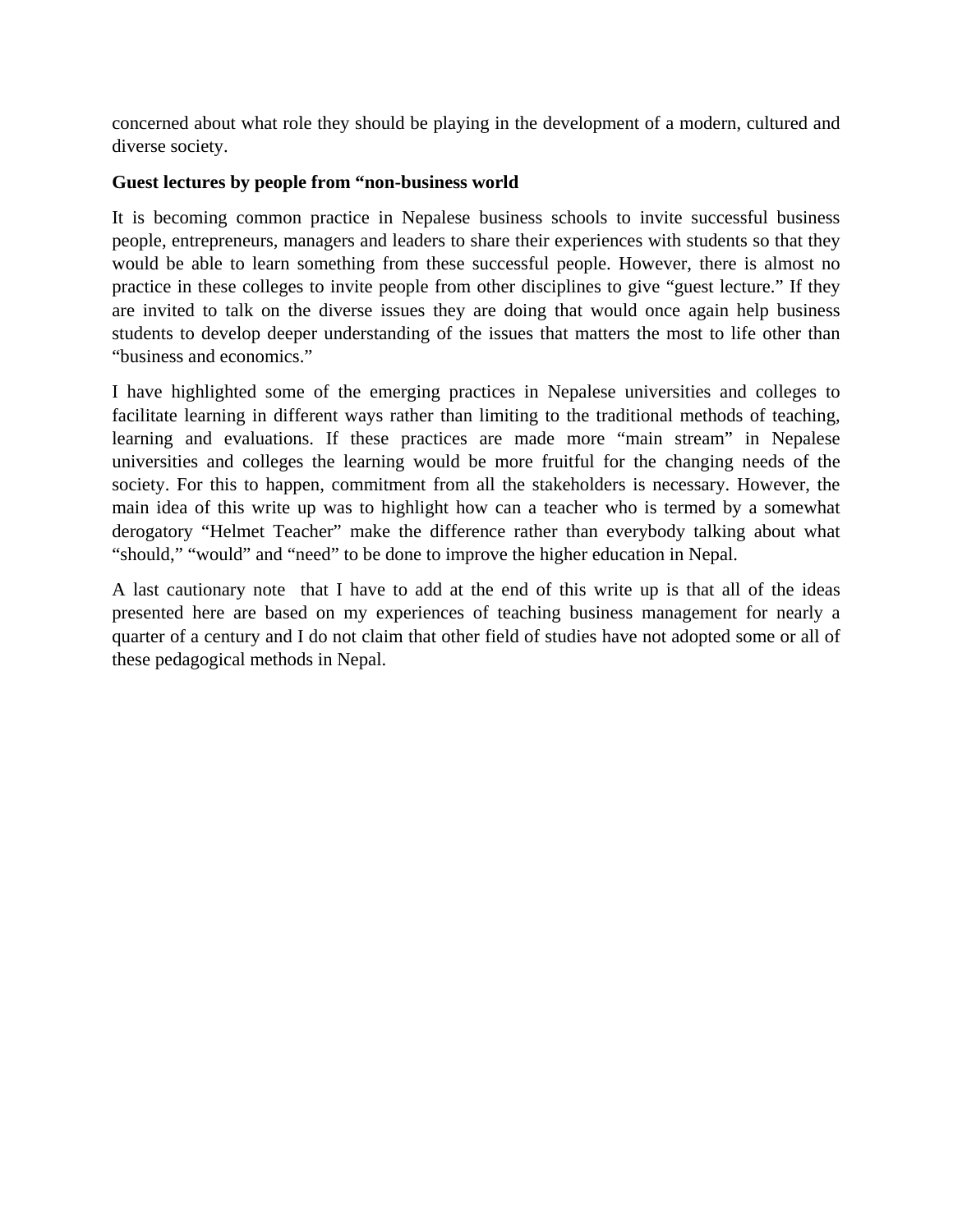concerned about what role they should be playing in the development of a modern, cultured and diverse society.

**Guest lectures by people from “non-business world**

It is becoming common practice in Nepalese business schools to invite successful business people, entrepreneurs, managers and leaders to share their experiences with students so that they would be able to learn something from these successful people. However, there is almost no practice in these colleges to invite people from other disciplines to give “guest lecture.” If they are invited to talk on the diverse issues they are doing that would once again help business students to develop deeper understanding of the issues that matters the most to life other than “business and economics.”

I have highlighted some of the emerging practices in Nepalese universities and colleges to facilitate learning in different ways rather than limiting to the traditional methods of teaching, learning and evaluations. If these practices are made more “main stream” in Nepalese universities and colleges the learning would be more fruitful for the changing needs of the society. For this to happen, commitment from all the stakeholders is necessary. However, the main idea of this write up was to highlight how can a teacher who is termed by a somewhat derogatory “Helmet Teacher” make the difference rather than everybody talking about what “should,” “would” and “need” to be done to improve the higher education in Nepal.

A last cautionary note that I have to add at the end of this write up is that all of the ideas presented here are based on my experiences of teaching business management for nearly a quarter of a century and I do not claim that other field of studies have not adopted some or all of these pedagogical methods in Nepal.